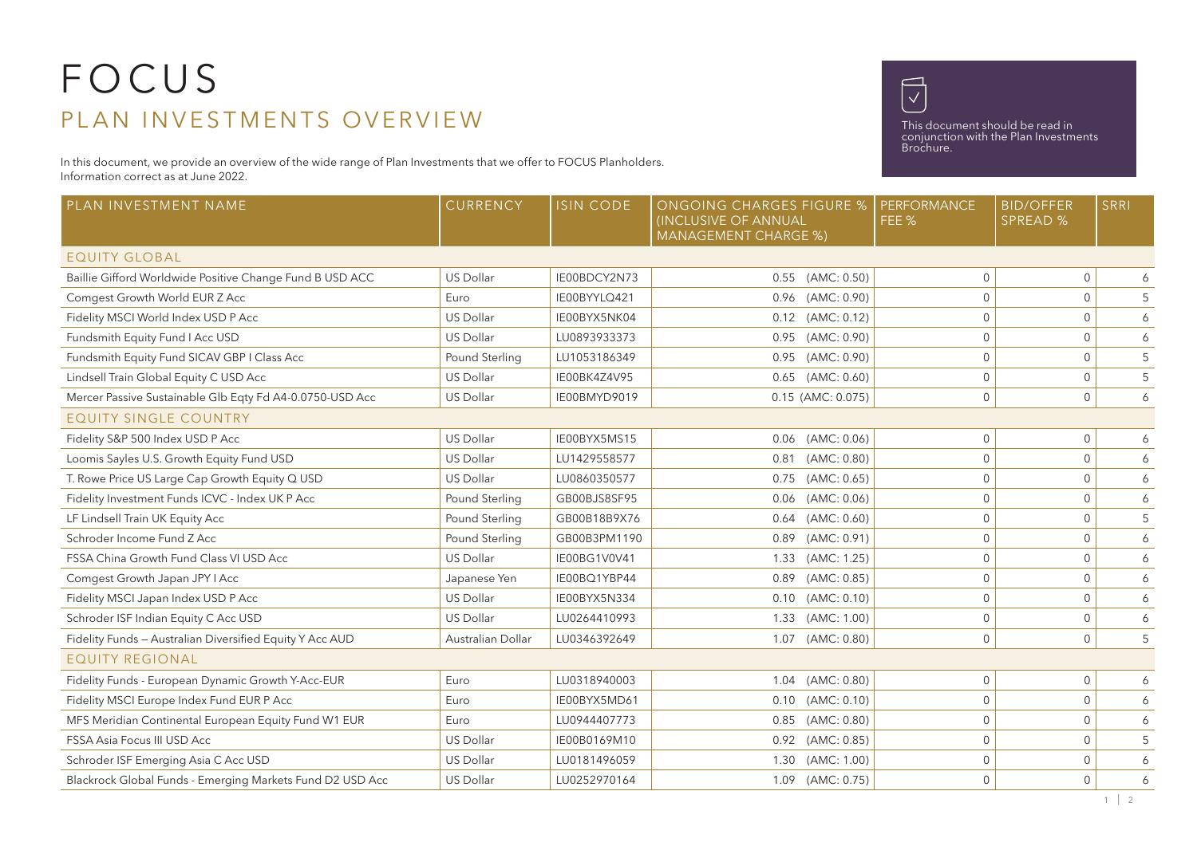# FOCUS

## PLAN INVESTMENTS OVERVIEW

This document should be read in conjunction with the Plan Investments Brochure.

In this document, we provide an overview of the wide range of Plan Investments that we offer to FOCUS Planholders.
Information correct as at June 2022.

| PLAN INVESTMENT NAME | CURRENCY | ISIN CODE | ONGOING CHARGES FIGURE % (INCLUSIVE OF ANNUAL MANAGEMENT CHARGE %) | PERFORMANCE FEE % | BID/OFFER SPREAD % | SRRI |
|---|---|---|---|---|---|---|
| EQUITY GLOBAL | | | | | | |
| Baillie Gifford Worldwide Positive Change Fund B USD ACC | US Dollar | IE00BDCY2N73 | 0.55 (AMC: 0.50) | 0 | 0 | 6 |
| Comgest Growth World EUR Z Acc | Euro | IE00BYYLQ421 | 0.96 (AMC: 0.90) | 0 | 0 | 5 |
| Fidelity MSCI World Index USD P Acc | US Dollar | IE00BYX5NK04 | 0.12 (AMC: 0.12) | 0 | 0 | 6 |
| Fundsmith Equity Fund I Acc USD | US Dollar | LU0893933373 | 0.95 (AMC: 0.90) | 0 | 0 | 6 |
| Fundsmith Equity Fund SICAV GBP I Class Acc | Pound Sterling | LU1053186349 | 0.95 (AMC: 0.90) | 0 | 0 | 5 |
| Lindsell Train Global Equity C USD Acc | US Dollar | IE00BK4Z4V95 | 0.65 (AMC: 0.60) | 0 | 0 | 5 |
| Mercer Passive Sustainable Glb Eqty Fd A4-0.0750-USD Acc | US Dollar | IE00BMYD9019 | 0.15 (AMC: 0.075) | 0 | 0 | 6 |
| EQUITY SINGLE COUNTRY | | | | | | |
| Fidelity S&P 500 Index USD P Acc | US Dollar | IE00BYX5MS15 | 0.06 (AMC: 0.06) | 0 | 0 | 6 |
| Loomis Sayles U.S. Growth Equity Fund USD | US Dollar | LU1429558577 | 0.81 (AMC: 0.80) | 0 | 0 | 6 |
| T. Rowe Price US Large Cap Growth Equity Q USD | US Dollar | LU0860350577 | 0.75 (AMC: 0.65) | 0 | 0 | 6 |
| Fidelity Investment Funds ICVC - Index UK P Acc | Pound Sterling | GB00BJS8SF95 | 0.06 (AMC: 0.06) | 0 | 0 | 6 |
| LF Lindsell Train UK Equity Acc | Pound Sterling | GB00B18B9X76 | 0.64 (AMC: 0.60) | 0 | 0 | 5 |
| Schroder Income Fund Z Acc | Pound Sterling | GB00B3PM1190 | 0.89 (AMC: 0.91) | 0 | 0 | 6 |
| FSSA China Growth Fund Class VI USD Acc | US Dollar | IE00BG1V0V41 | 1.33 (AMC: 1.25) | 0 | 0 | 6 |
| Comgest Growth Japan JPY I Acc | Japanese Yen | IE00BQ1YBP44 | 0.89 (AMC: 0.85) | 0 | 0 | 6 |
| Fidelity MSCI Japan Index USD P Acc | US Dollar | IE00BYX5N334 | 0.10 (AMC: 0.10) | 0 | 0 | 6 |
| Schroder ISF Indian Equity C Acc USD | US Dollar | LU0264410993 | 1.33 (AMC: 1.00) | 0 | 0 | 6 |
| Fidelity Funds – Australian Diversified Equity Y Acc AUD | Australian Dollar | LU0346392649 | 1.07 (AMC: 0.80) | 0 | 0 | 5 |
| EQUITY REGIONAL | | | | | | |
| Fidelity Funds - European Dynamic Growth Y-Acc-EUR | Euro | LU0318940003 | 1.04 (AMC: 0.80) | 0 | 0 | 6 |
| Fidelity MSCI Europe Index Fund EUR P Acc | Euro | IE00BYX5MD61 | 0.10 (AMC: 0.10) | 0 | 0 | 6 |
| MFS Meridian Continental European Equity Fund W1 EUR | Euro | LU0944407773 | 0.85 (AMC: 0.80) | 0 | 0 | 6 |
| FSSA Asia Focus III USD Acc | US Dollar | IE00B0169M10 | 0.92 (AMC: 0.85) | 0 | 0 | 5 |
| Schroder ISF Emerging Asia C Acc USD | US Dollar | LU0181496059 | 1.30 (AMC: 1.00) | 0 | 0 | 6 |
| Blackrock Global Funds - Emerging Markets Fund D2 USD Acc | US Dollar | LU0252970164 | 1.09 (AMC: 0.75) | 0 | 0 | 6 |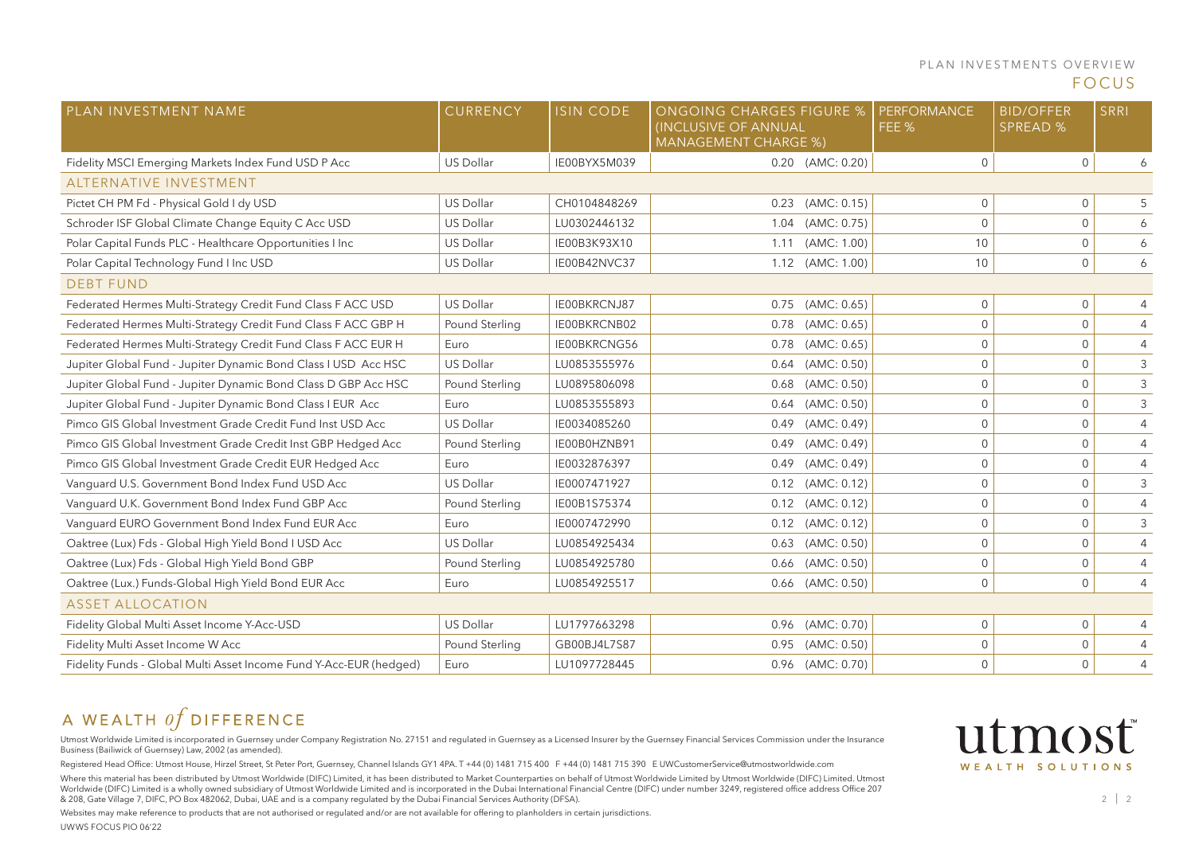# PLAN INVESTMENTS OVERVIEW

## FOCUS

| PLAN INVESTMENT NAME | CURRENCY | ISIN CODE | ONGOING CHARGES FIGURE % (INCLUSIVE OF ANNUAL MANAGEMENT CHARGE %) | PERFORMANCE FEE % | BID/OFFER SPREAD % | SRRI |
|---|---|---|---|---|---|---|
| Fidelity MSCI Emerging Markets Index Fund USD P Acc | US Dollar | IE00BYX5M039 | 0.20 (AMC: 0.20) | 0 | 0 | 6 |
| ALTERNATIVE INVESTMENT | | | | | | |
| Pictet CH PM Fd - Physical Gold I dy USD | US Dollar | CH0104848269 | 0.23 (AMC: 0.15) | 0 | 0 | 5 |
| Schroder ISF Global Climate Change Equity C Acc USD | US Dollar | LU0302446132 | 1.04 (AMC: 0.75) | 0 | 0 | 6 |
| Polar Capital Funds PLC - Healthcare Opportunities I Inc | US Dollar | IE00B3K93X10 | 1.11 (AMC: 1.00) | 10 | 0 | 6 |
| Polar Capital Technology Fund I Inc USD | US Dollar | IE00B42NVC37 | 1.12 (AMC: 1.00) | 10 | 0 | 6 |
| DEBT FUND | | | | | | |
| Federated Hermes Multi-Strategy Credit Fund Class F ACC USD | US Dollar | IE00BKRCNJ87 | 0.75 (AMC: 0.65) | 0 | 0 | 4 |
| Federated Hermes Multi-Strategy Credit Fund Class F ACC GBP H | Pound Sterling | IE00BKRCNB02 | 0.78 (AMC: 0.65) | 0 | 0 | 4 |
| Federated Hermes Multi-Strategy Credit Fund Class F ACC EUR H | Euro | IE00BKRCNG56 | 0.78 (AMC: 0.65) | 0 | 0 | 4 |
| Jupiter Global Fund - Jupiter Dynamic Bond Class I USD Acc HSC | US Dollar | LU0853555976 | 0.64 (AMC: 0.50) | 0 | 0 | 3 |
| Jupiter Global Fund - Jupiter Dynamic Bond Class D GBP Acc HSC | Pound Sterling | LU0895806098 | 0.68 (AMC: 0.50) | 0 | 0 | 3 |
| Jupiter Global Fund - Jupiter Dynamic Bond Class I EUR Acc | Euro | LU0853555893 | 0.64 (AMC: 0.50) | 0 | 0 | 3 |
| Pimco GIS Global Investment Grade Credit Fund Inst USD Acc | US Dollar | IE0034085260 | 0.49 (AMC: 0.49) | 0 | 0 | 4 |
| Pimco GIS Global Investment Grade Credit Inst GBP Hedged Acc | Pound Sterling | IE00B0HZNB91 | 0.49 (AMC: 0.49) | 0 | 0 | 4 |
| Pimco GIS Global Investment Grade Credit EUR Hedged Acc | Euro | IE0032876397 | 0.49 (AMC: 0.49) | 0 | 0 | 4 |
| Vanguard U.S. Government Bond Index Fund USD Acc | US Dollar | IE0007471927 | 0.12 (AMC: 0.12) | 0 | 0 | 3 |
| Vanguard U.K. Government Bond Index Fund GBP Acc | Pound Sterling | IE00B1S75374 | 0.12 (AMC: 0.12) | 0 | 0 | 4 |
| Vanguard EURO Government Bond Index Fund EUR Acc | Euro | IE0007472990 | 0.12 (AMC: 0.12) | 0 | 0 | 3 |
| Oaktree (Lux) Fds - Global High Yield Bond I USD Acc | US Dollar | LU0854925434 | 0.63 (AMC: 0.50) | 0 | 0 | 4 |
| Oaktree (Lux) Fds - Global High Yield Bond GBP | Pound Sterling | LU0854925780 | 0.66 (AMC: 0.50) | 0 | 0 | 4 |
| Oaktree (Lux.) Funds-Global High Yield Bond EUR Acc | Euro | LU0854925517 | 0.66 (AMC: 0.50) | 0 | 0 | 4 |
| ASSET ALLOCATION | | | | | | |
| Fidelity Global Multi Asset Income Y-Acc-USD | US Dollar | LU1797663298 | 0.96 (AMC: 0.70) | 0 | 0 | 4 |
| Fidelity Multi Asset Income W Acc | Pound Sterling | GB00BJ4L7S87 | 0.95 (AMC: 0.50) | 0 | 0 | 4 |
| Fidelity Funds - Global Multi Asset Income Fund Y-Acc-EUR (hedged) | Euro | LU1097728445 | 0.96 (AMC: 0.70) | 0 | 0 | 4 |

A WEALTH *of* DIFFERENCE

Utmost Worldwide Limited is incorporated in Guernsey under Company Registration No. 27151 and regulated in Guernsey as a Licensed Insurer by the Guernsey Financial Services Commission under the Insurance Business (Bailiwick of Guernsey) Law, 2002 (as amended).

Registered Head Office: Utmost House, Hirzel Street, St Peter Port, Guernsey, Channel Islands GY1 4PA. T +44 (0) 1481 715 400 F +44 (0) 1481 715 390 E UWCustomerService@utmostworldwide.com

Where this material has been distributed by Utmost Worldwide (DIFC) Limited, it has been distributed to Market Counterparties on behalf of Utmost Worldwide Limited by Utmost Worldwide (DIFC) Limited. Utmost Worldwide (DIFC) Limited is a wholly owned subsidiary of Utmost Worldwide Limited and is incorporated in the Dubai International Financial Centre (DIFC) under number 3249, registered office address Office 207 & 208, Gate Village 7, DIFC, PO Box 482062, Dubai, UAE and is a company regulated by the Dubai Financial Services Authority (DFSA).

Websites may make reference to products that are not authorised or regulated and/or are not available for offering to planholders in certain jurisdictions.

UWWS FOCUS PIO 06'22

utmost™ WEALTH SOLUTIONS